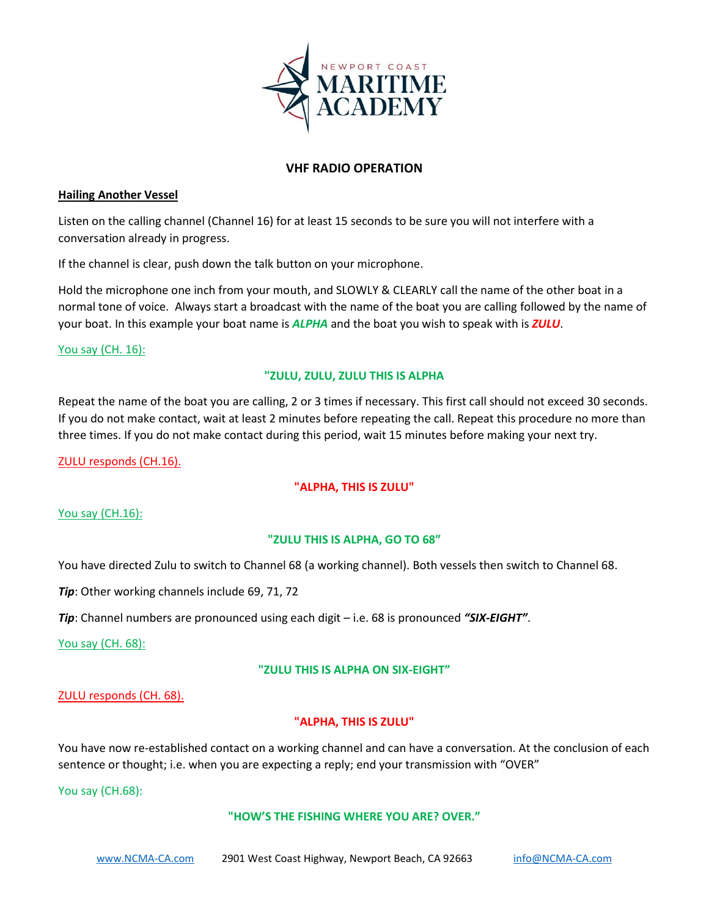NEWPORT COAST
MARITIME
ACADEMY

# VHF RADIO OPERATION

## Hailing Another Vessel

Listen on the calling channel (Channel 16) for at least 15 seconds to be sure you will not interfere with a conversation already in progress.

If the channel is clear, push down the talk button on your microphone.

Hold the microphone one inch from your mouth, and SLOWLY & CLEARLY call the name of the other boat in a normal tone of voice. Always start a broadcast with the name of the boat you are calling followed by the name of your boat. In this example your boat name is ***ALPHA*** and the boat you wish to speak with is ***ZULU***.

You say (CH. 16):

**"ZULU, ZULU, ZULU THIS IS ALPHA**

Repeat the name of the boat you are calling, 2 or 3 times if necessary. This first call should not exceed 30 seconds. If you do not make contact, wait at least 2 minutes before repeating the call. Repeat this procedure no more than three times. If you do not make contact during this period, wait 15 minutes before making your next try.

ZULU responds (CH.16).

**"ALPHA, THIS IS ZULU"**

You say (CH.16):

**"ZULU THIS IS ALPHA, GO TO 68"**

You have directed Zulu to switch to Channel 68 (a working channel). Both vessels then switch to Channel 68.

***Tip***: Other working channels include 69, 71, 72

***Tip***: Channel numbers are pronounced using each digit – i.e. 68 is pronounced ***"SIX-EIGHT"***.

You say (CH. 68):

**"ZULU THIS IS ALPHA ON SIX-EIGHT"**

ZULU responds (CH. 68).

**"ALPHA, THIS IS ZULU"**

You have now re-established contact on a working channel and can have a conversation. At the conclusion of each sentence or thought; i.e. when you are expecting a reply; end your transmission with "OVER"

You say (CH.68):

**"HOW'S THE FISHING WHERE YOU ARE? OVER."**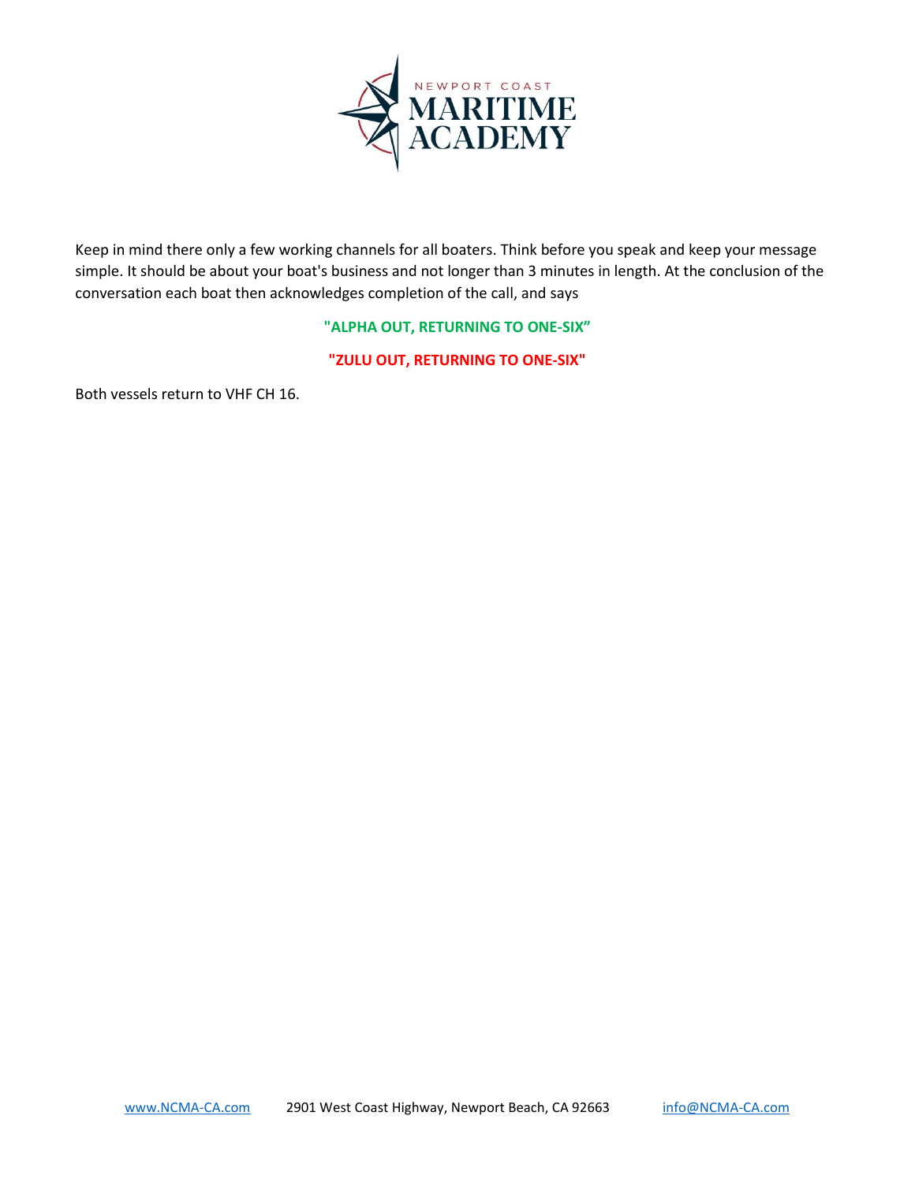Keep in mind there only a few working channels for all boaters. Think before you speak and keep your message simple. It should be about your boat's business and not longer than 3 minutes in length. At the conclusion of the conversation each boat then acknowledges completion of the call, and says

**"ALPHA OUT, RETURNING TO ONE-SIX"**

**"ZULU OUT, RETURNING TO ONE-SIX"**

Both vessels return to VHF CH 16.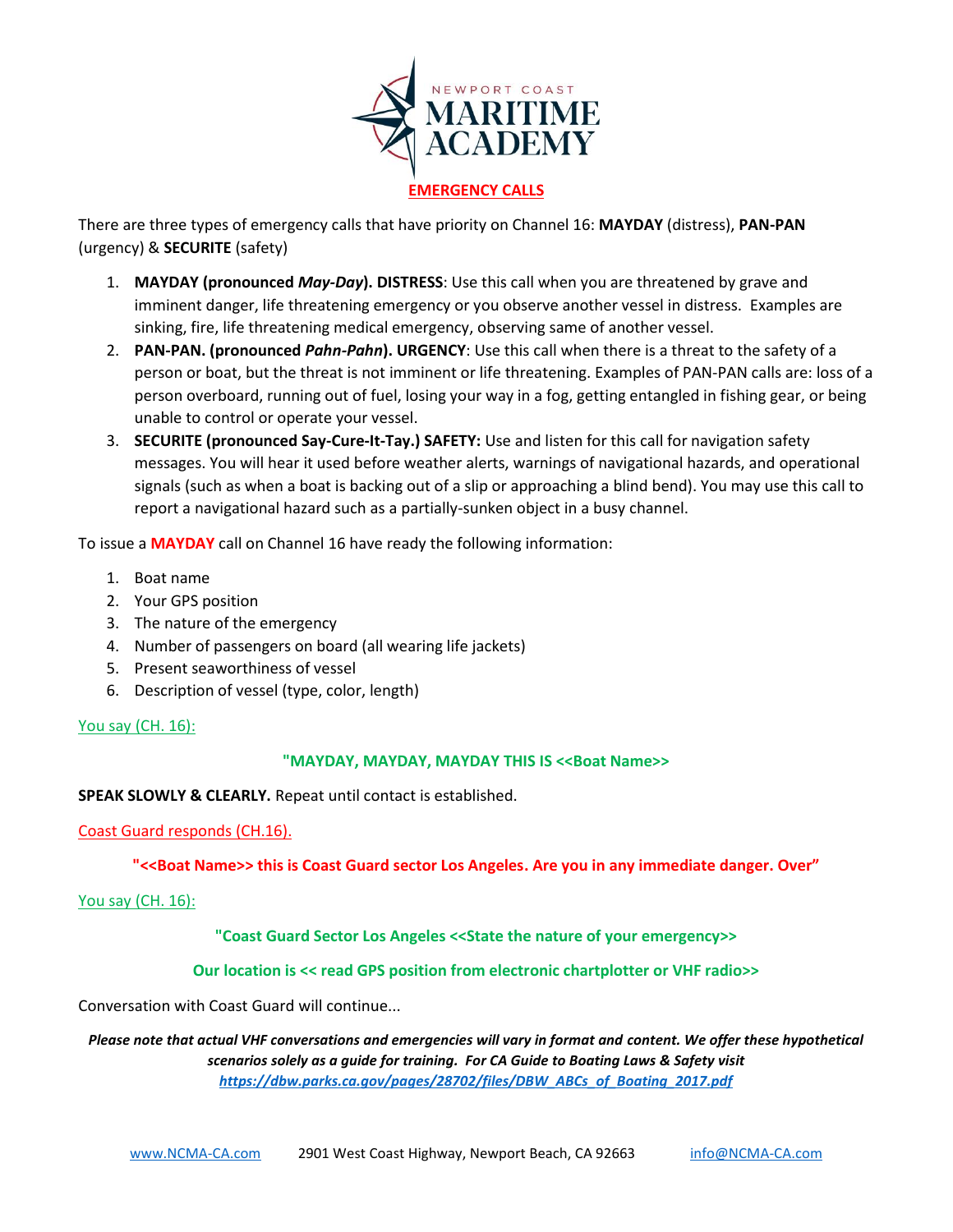NEWPORT COAST
MARITIME
ACADEMY

## EMERGENCY CALLS

There are three types of emergency calls that have priority on Channel 16: **MAYDAY** (distress), **PAN-PAN** (urgency) & **SECURITE** (safety)

1. **MAYDAY (pronounced *May-Day*). DISTRESS**: Use this call when you are threatened by grave and imminent danger, life threatening emergency or you observe another vessel in distress. Examples are sinking, fire, life threatening medical emergency, observing same of another vessel.
2. **PAN-PAN. (pronounced *Pahn-Pahn*). URGENCY**: Use this call when there is a threat to the safety of a person or boat, but the threat is not imminent or life threatening. Examples of PAN-PAN calls are: loss of a person overboard, running out of fuel, losing your way in a fog, getting entangled in fishing gear, or being unable to control or operate your vessel.
3. **SECURITE (pronounced Say-Cure-It-Tay.) SAFETY:** Use and listen for this call for navigation safety messages. You will hear it used before weather alerts, warnings of navigational hazards, and operational signals (such as when a boat is backing out of a slip or approaching a blind bend). You may use this call to report a navigational hazard such as a partially-sunken object in a busy channel.

To issue a **MAYDAY** call on Channel 16 have ready the following information:

1. Boat name
2. Your GPS position
3. The nature of the emergency
4. Number of passengers on board (all wearing life jackets)
5. Present seaworthiness of vessel
6. Description of vessel (type, color, length)

You say (CH. 16):

**"MAYDAY, MAYDAY, MAYDAY THIS IS <<Boat Name>>**

**SPEAK SLOWLY & CLEARLY.** Repeat until contact is established.

Coast Guard responds (CH.16).

**"<<Boat Name>> this is Coast Guard sector Los Angeles. Are you in any immediate danger. Over"**

You say (CH. 16):

**"Coast Guard Sector Los Angeles <<State the nature of your emergency>>**

**Our location is << read GPS position from electronic chartplotter or VHF radio>>**

Conversation with Coast Guard will continue...

***Please note that actual VHF conversations and emergencies will vary in format and content. We offer these hypothetical scenarios solely as a guide for training. For CA Guide to Boating Laws & Safety visit https://dbw.parks.ca.gov/pages/28702/files/DBW_ABCs_of_Boating_2017.pdf***

www.NCMA-CA.com 2901 West Coast Highway, Newport Beach, CA 92663 info@NCMA-CA.com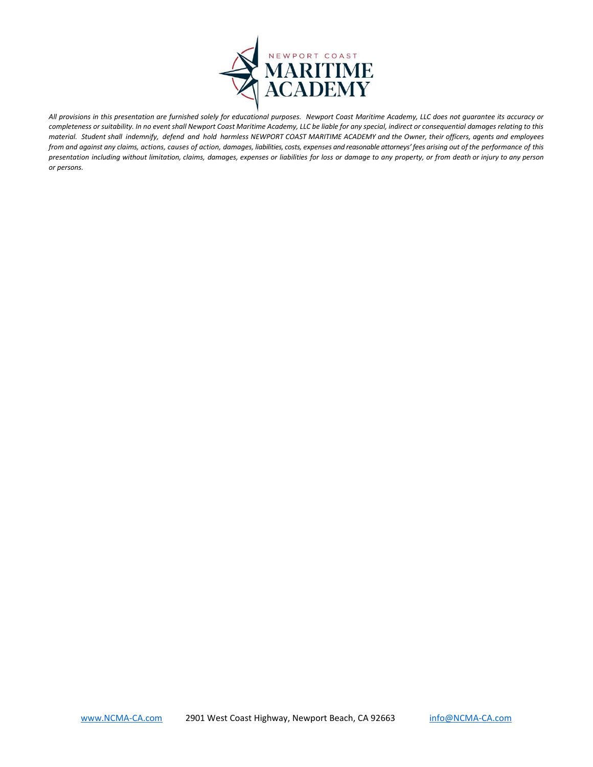*All provisions in this presentation are furnished solely for educational purposes. Newport Coast Maritime Academy, LLC does not guarantee its accuracy or completeness or suitability. In no event shall Newport Coast Maritime Academy, LLC be liable for any special, indirect or consequential damages relating to this material. Student shall indemnify, defend and hold harmless NEWPORT COAST MARITIME ACADEMY and the Owner, their officers, agents and employees from and against any claims, actions, causes of action, damages, liabilities, costs, expenses and reasonable attorneys' fees arising out of the performance of this presentation including without limitation, claims, damages, expenses or liabilities for loss or damage to any property, or from death or injury to any person or persons.*